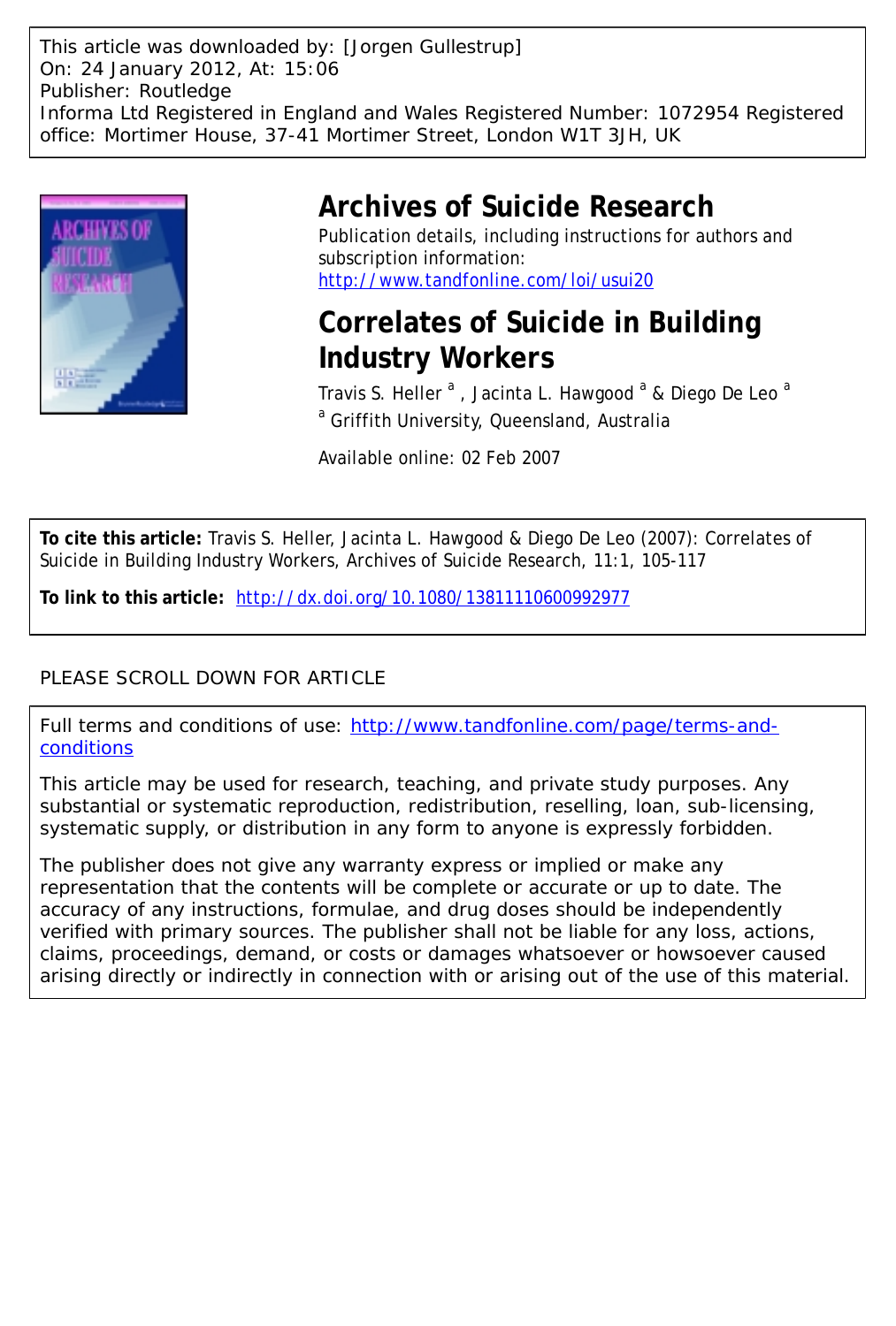This article was downloaded by: [Jorgen Gullestrup]
On: 24 January 2012, At: 15:06
Publisher: Routledge
Informa Ltd Registered in England and Wales Registered Number: 1072954 Registered office: Mortimer House, 37-41 Mortimer Street, London W1T 3JH, UK

# Archives of Suicide Research

Publication details, including instructions for authors and subscription information:
http://www.tandfonline.com/loi/usui20

# Correlates of Suicide in Building Industry Workers

Travis S. Heller [a], Jacinta L. Hawgood [a] & Diego De Leo [a]

[a] Griffith University, Queensland, Australia

Available online: 02 Feb 2007

**To cite this article:** Travis S. Heller, Jacinta L. Hawgood & Diego De Leo (2007): Correlates of Suicide in Building Industry Workers, Archives of Suicide Research, 11:1, 105-117

**To link to this article:** http://dx.doi.org/10.1080/13811110600992977

PLEASE SCROLL DOWN FOR ARTICLE

Full terms and conditions of use: http://www.tandfonline.com/page/terms-and-conditions

This article may be used for research, teaching, and private study purposes. Any substantial or systematic reproduction, redistribution, reselling, loan, sub-licensing, systematic supply, or distribution in any form to anyone is expressly forbidden.

The publisher does not give any warranty express or implied or make any representation that the contents will be complete or accurate or up to date. The accuracy of any instructions, formulae, and drug doses should be independently verified with primary sources. The publisher shall not be liable for any loss, actions, claims, proceedings, demand, or costs or damages whatsoever or howsoever caused arising directly or indirectly in connection with or arising out of the use of this material.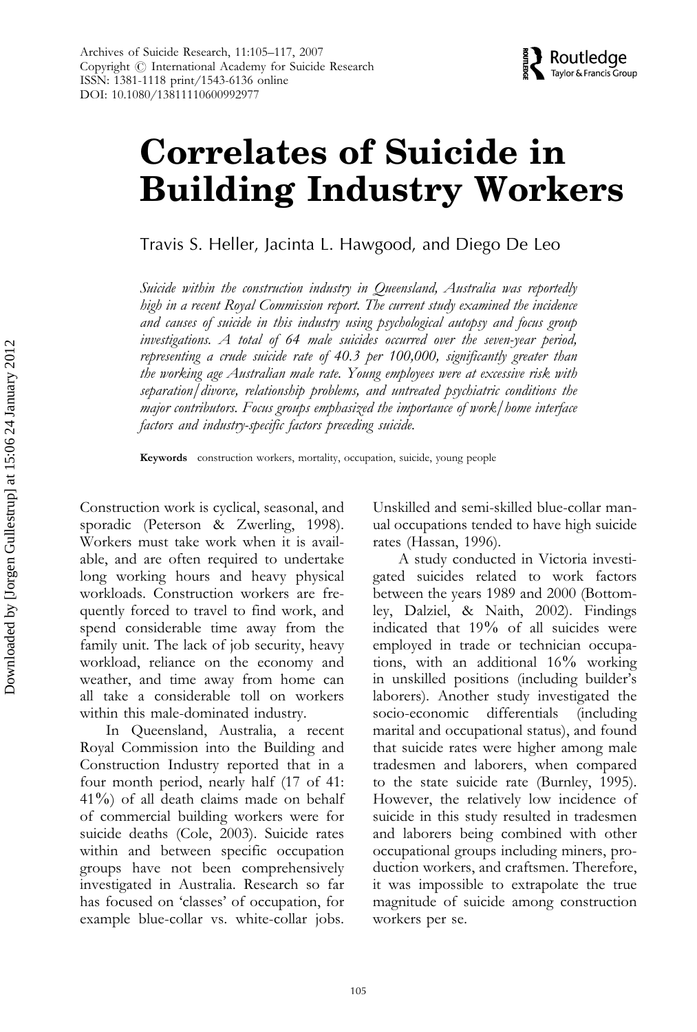# Correlates of Suicide in Building Industry Workers

Travis S. Heller, Jacinta L. Hawgood, and Diego De Leo

*Suicide within the construction industry in Queensland, Australia was reportedly high in a recent Royal Commission report. The current study examined the incidence and causes of suicide in this industry using psychological autopsy and focus group investigations. A total of 64 male suicides occurred over the seven-year period, representing a crude suicide rate of 40.3 per 100,000, significantly greater than the working age Australian male rate. Young employees were at excessive risk with separation/divorce, relationship problems, and untreated psychiatric conditions the major contributors. Focus groups emphasized the importance of work/home interface factors and industry-specific factors preceding suicide.*

**Keywords** construction workers, mortality, occupation, suicide, young people

Construction work is cyclical, seasonal, and sporadic (Peterson & Zwerling, 1998). Workers must take work when it is available, and are often required to undertake long working hours and heavy physical workloads. Construction workers are frequently forced to travel to find work, and spend considerable time away from the family unit. The lack of job security, heavy workload, reliance on the economy and weather, and time away from home can all take a considerable toll on workers within this male-dominated industry.

In Queensland, Australia, a recent Royal Commission into the Building and Construction Industry reported that in a four month period, nearly half (17 of 41: 41%) of all death claims made on behalf of commercial building workers were for suicide deaths (Cole, 2003). Suicide rates within and between specific occupation groups have not been comprehensively investigated in Australia. Research so far has focused on 'classes' of occupation, for example blue-collar vs. white-collar jobs. Unskilled and semi-skilled blue-collar manual occupations tended to have high suicide rates (Hassan, 1996).

A study conducted in Victoria investigated suicides related to work factors between the years 1989 and 2000 (Bottomley, Dalziel, & Naith, 2002). Findings indicated that 19% of all suicides were employed in trade or technician occupations, with an additional 16% working in unskilled positions (including builder's laborers). Another study investigated the socio-economic differentials (including marital and occupational status), and found that suicide rates were higher among male tradesmen and laborers, when compared to the state suicide rate (Burnley, 1995). However, the relatively low incidence of suicide in this study resulted in tradesmen and laborers being combined with other occupational groups including miners, production workers, and craftsmen. Therefore, it was impossible to extrapolate the true magnitude of suicide among construction workers per se.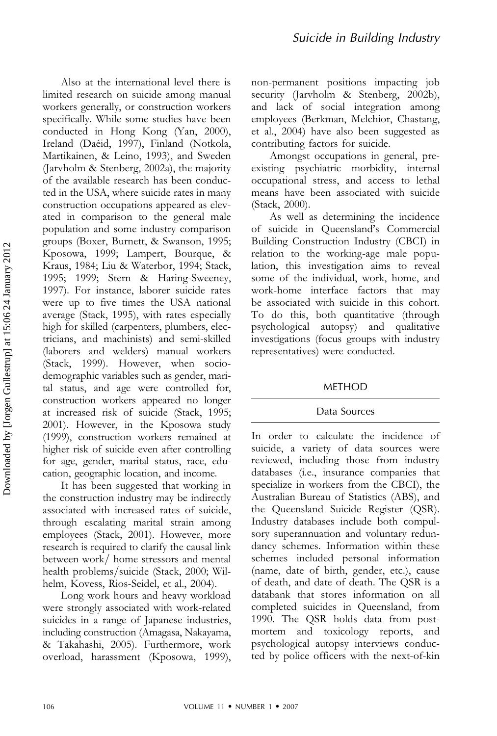Also at the international level there is limited research on suicide among manual workers generally, or construction workers specifically. While some studies have been conducted in Hong Kong (Yan, 2000), Ireland (Daéid, 1997), Finland (Notkola, Martikainen, & Leino, 1993), and Sweden (Jarvholm & Stenberg, 2002a), the majority of the available research has been conducted in the USA, where suicide rates in many construction occupations appeared as elevated in comparison to the general male population and some industry comparison groups (Boxer, Burnett, & Swanson, 1995; Kposowa, 1999; Lampert, Bourque, & Kraus, 1984; Liu & Waterbor, 1994; Stack, 1995; 1999; Stern & Haring-Sweeney, 1997). For instance, laborer suicide rates were up to five times the USA national average (Stack, 1995), with rates especially high for skilled (carpenters, plumbers, electricians, and machinists) and semi-skilled (laborers and welders) manual workers (Stack, 1999). However, when sociodemographic variables such as gender, marital status, and age were controlled for, construction workers appeared no longer at increased risk of suicide (Stack, 1995; 2001). However, in the Kposowa study (1999), construction workers remained at higher risk of suicide even after controlling for age, gender, marital status, race, education, geographic location, and income.

It has been suggested that working in the construction industry may be indirectly associated with increased rates of suicide, through escalating marital strain among employees (Stack, 2001). However, more research is required to clarify the causal link between work/ home stressors and mental health problems/suicide (Stack, 2000; Wilhelm, Kovess, Rios-Seidel, et al., 2004).

Long work hours and heavy workload were strongly associated with work-related suicides in a range of Japanese industries, including construction (Amagasa, Nakayama, & Takahashi, 2005). Furthermore, work overload, harassment (Kposowa, 1999), non-permanent positions impacting job security (Jarvholm & Stenberg, 2002b), and lack of social integration among employees (Berkman, Melchior, Chastang, et al., 2004) have also been suggested as contributing factors for suicide.

Amongst occupations in general, pre-existing psychiatric morbidity, internal occupational stress, and access to lethal means have been associated with suicide (Stack, 2000).

As well as determining the incidence of suicide in Queensland's Commercial Building Construction Industry (CBCI) in relation to the working-age male population, this investigation aims to reveal some of the individual, work, home, and work-home interface factors that may be associated with suicide in this cohort. To do this, both quantitative (through psychological autopsy) and qualitative investigations (focus groups with industry representatives) were conducted.

## METHOD

### Data Sources

In order to calculate the incidence of suicide, a variety of data sources were reviewed, including those from industry databases (i.e., insurance companies that specialize in workers from the CBCI), the Australian Bureau of Statistics (ABS), and the Queensland Suicide Register (QSR). Industry databases include both compulsory superannuation and voluntary redundancy schemes. Information within these schemes included personal information (name, date of birth, gender, etc.), cause of death, and date of death. The QSR is a databank that stores information on all completed suicides in Queensland, from 1990. The QSR holds data from post-mortem and toxicology reports, and psychological autopsy interviews conducted by police officers with the next-of-kin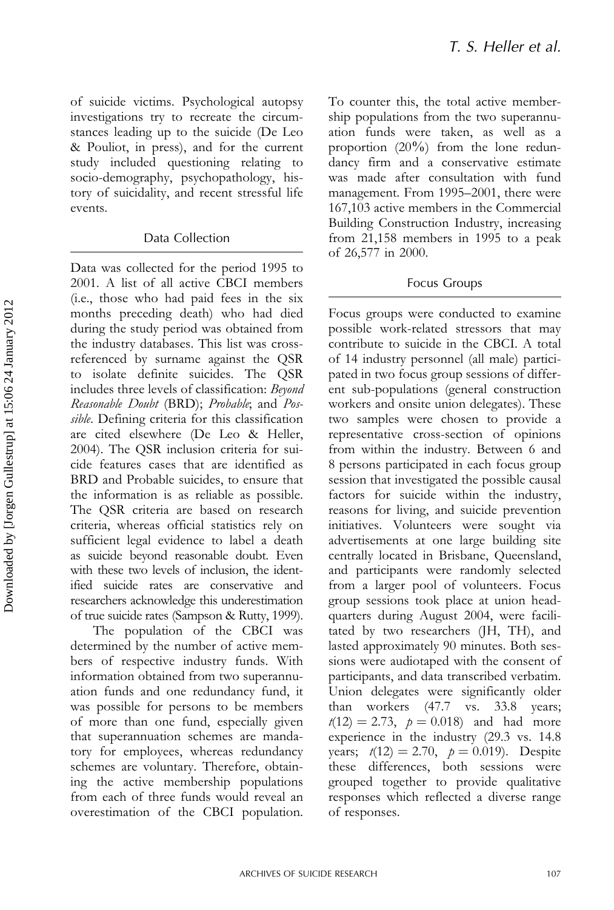of suicide victims. Psychological autopsy investigations try to recreate the circumstances leading up to the suicide (De Leo & Pouliot, in press), and for the current study included questioning relating to socio-demography, psychopathology, history of suicidality, and recent stressful life events.

## Data Collection

Data was collected for the period 1995 to 2001. A list of all active CBCI members (i.e., those who had paid fees in the six months preceding death) who had died during the study period was obtained from the industry databases. This list was cross-referenced by surname against the QSR to isolate definite suicides. The QSR includes three levels of classification: *Beyond Reasonable Doubt* (BRD); *Probable*; and *Possible*. Defining criteria for this classification are cited elsewhere (De Leo & Heller, 2004). The QSR inclusion criteria for suicide features cases that are identified as BRD and Probable suicides, to ensure that the information is as reliable as possible. The QSR criteria are based on research criteria, whereas official statistics rely on sufficient legal evidence to label a death as suicide beyond reasonable doubt. Even with these two levels of inclusion, the identified suicide rates are conservative and researchers acknowledge this underestimation of true suicide rates (Sampson & Rutty, 1999).

The population of the CBCI was determined by the number of active members of respective industry funds. With information obtained from two superannuation funds and one redundancy fund, it was possible for persons to be members of more than one fund, especially given that superannuation schemes are mandatory for employees, whereas redundancy schemes are voluntary. Therefore, obtaining the active membership populations from each of three funds would reveal an overestimation of the CBCI population. To counter this, the total active membership populations from the two superannuation funds were taken, as well as a proportion (20%) from the lone redundancy firm and a conservative estimate was made after consultation with fund management. From 1995–2001, there were 167,103 active members in the Commercial Building Construction Industry, increasing from 21,158 members in 1995 to a peak of 26,577 in 2000.

## Focus Groups

Focus groups were conducted to examine possible work-related stressors that may contribute to suicide in the CBCI. A total of 14 industry personnel (all male) participated in two focus group sessions of different sub-populations (general construction workers and onsite union delegates). These two samples were chosen to provide a representative cross-section of opinions from within the industry. Between 6 and 8 persons participated in each focus group session that investigated the possible causal factors for suicide within the industry, reasons for living, and suicide prevention initiatives. Volunteers were sought via advertisements at one large building site centrally located in Brisbane, Queensland, and participants were randomly selected from a larger pool of volunteers. Focus group sessions took place at union headquarters during August 2004, were facilitated by two researchers (JH, TH), and lasted approximately 90 minutes. Both sessions were audiotaped with the consent of participants, and data transcribed verbatim. Union delegates were significantly older than workers (47.7 vs. 33.8 years; $t(12) = 2.73$, $p = 0.018$) and had more experience in the industry (29.3 vs. 14.8 years; $t(12) = 2.70$, $p = 0.019$). Despite these differences, both sessions were grouped together to provide qualitative responses which reflected a diverse range of responses.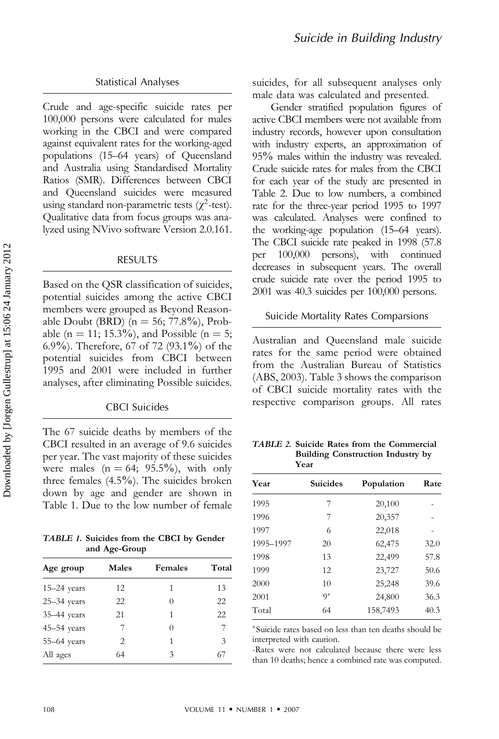## Statistical Analyses

Crude and age-specific suicide rates per 100,000 persons were calculated for males working in the CBCI and were compared against equivalent rates for the working-aged populations (15–64 years) of Queensland and Australia using Standardised Mortality Ratios (SMR). Differences between CBCI and Queensland suicides were measured using standard non-parametric tests ($\chi^2$-test). Qualitative data from focus groups was analyzed using NVivo software Version 2.0.161.

## RESULTS

Based on the QSR classification of suicides, potential suicides among the active CBCI members were grouped as Beyond Reasonable Doubt (BRD) (n = 56; 77.8%), Probable (n = 11; 15.3%), and Possible (n = 5; 6.9%). Therefore, 67 of 72 (93.1%) of the potential suicides from CBCI between 1995 and 2001 were included in further analyses, after eliminating Possible suicides.

### CBCI Suicides

The 67 suicide deaths by members of the CBCI resulted in an average of 9.6 suicides per year. The vast majority of these suicides were males (n = 64; 95.5%), with only three females (4.5%). The suicides broken down by age and gender are shown in Table 1. Due to the low number of female suicides, for all subsequent analyses only male data was calculated and presented.

***TABLE 1.* Suicides from the CBCI by Gender and Age-Group**

| Age group | Males | Females | Total |
|---|---|---|---|
| 15–24 years | 12 | 1 | 13 |
| 25–34 years | 22 | 0 | 22 |
| 35–44 years | 21 | 1 | 22 |
| 45–54 years | 7 | 0 | 7 |
| 55–64 years | 2 | 1 | 3 |
| All ages | 64 | 3 | 67 |

Gender stratified population figures of active CBCI members were not available from industry records, however upon consultation with industry experts, an approximation of 95% males within the industry was revealed. Crude suicide rates for males from the CBCI for each year of the study are presented in Table 2. Due to low numbers, a combined rate for the three-year period 1995 to 1997 was calculated. Analyses were confined to the working-age population (15–64 years). The CBCI suicide rate peaked in 1998 (57.8 per 100,000 persons), with continued decreases in subsequent years. The overall crude suicide rate over the period 1995 to 2001 was 40.3 suicides per 100,000 persons.

### Suicide Mortality Rates Comparsions

Australian and Queensland male suicide rates for the same period were obtained from the Australian Bureau of Statistics (ABS, 2003). Table 3 shows the comparison of CBCI suicide mortality rates with the respective comparison groups. All rates

***TABLE 2.* Suicide Rates from the Commercial Building Construction Industry by Year**

| Year | Suicides | Population | Rate |
|---|---|---|---|
| 1995 | 7 | 20,100 | - |
| 1996 | 7 | 20,357 | - |
| 1997 | 6 | 22,018 | - |
| 1995–1997 | 20 | 62,475 | 32.0 |
| 1998 | 13 | 22,499 | 57.8 |
| 1999 | 12 | 23,727 | 50.6 |
| 2000 | 10 | 25,248 | 39.6 |
| 2001 | 9* | 24,800 | 36.3 |
| Total | 64 | 158,7493 | 40.3 |

*Suicide rates based on less than ten deaths should be interpreted with caution.

-Rates were not calculated because there were less than 10 deaths; hence a combined rate was computed.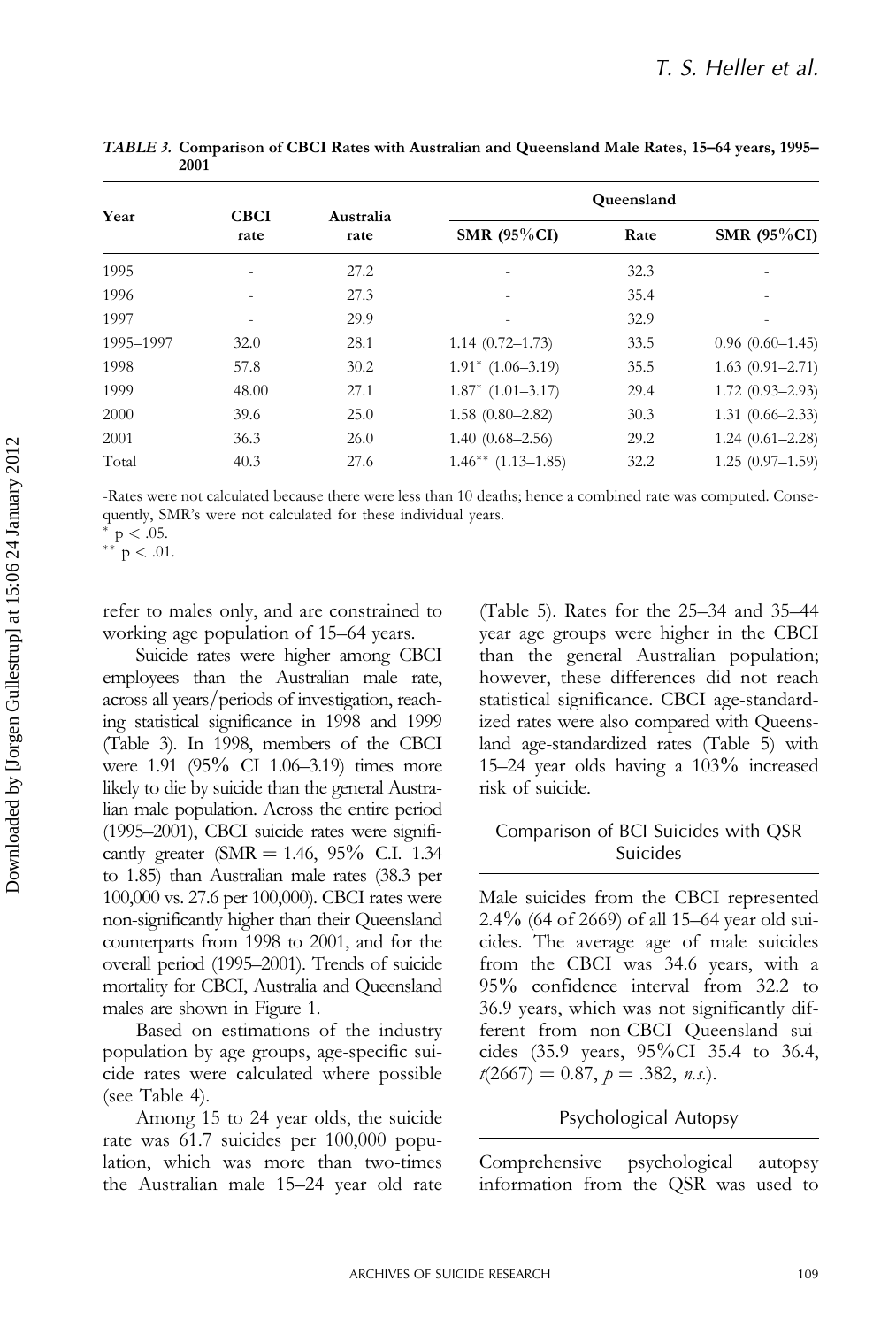*TABLE 3.* **Comparison of CBCI Rates with Australian and Queensland Male Rates, 15–64 years, 1995–2001**

| Year | CBCI rate | Australia rate | | Queensland | |
|---|---|---|---|---|---|
| | | | SMR (95%CI) | Rate | SMR (95%CI) |
| 1995 | - | 27.2 | - | 32.3 | - |
| 1996 | - | 27.3 | - | 35.4 | - |
| 1997 | - | 29.9 | - | 32.9 | - |
| 1995–1997 | 32.0 | 28.1 | 1.14 (0.72–1.73) | 33.5 | 0.96 (0.60–1.45) |
| 1998 | 57.8 | 30.2 | 1.91* (1.06–3.19) | 35.5 | 1.63 (0.91–2.71) |
| 1999 | 48.00 | 27.1 | 1.87* (1.01–3.17) | 29.4 | 1.72 (0.93–2.93) |
| 2000 | 39.6 | 25.0 | 1.58 (0.80–2.82) | 30.3 | 1.31 (0.66–2.33) |
| 2001 | 36.3 | 26.0 | 1.40 (0.68–2.56) | 29.2 | 1.24 (0.61–2.28) |
| Total | 40.3 | 27.6 | 1.46** (1.13–1.85) | 32.2 | 1.25 (0.97–1.59) |

-Rates were not calculated because there were less than 10 deaths; hence a combined rate was computed. Consequently, SMR's were not calculated for these individual years.
* $p < .05$.
** $p < .01$.

refer to males only, and are constrained to working age population of 15–64 years.

Suicide rates were higher among CBCI employees than the Australian male rate, across all years/periods of investigation, reaching statistical significance in 1998 and 1999 (Table 3). In 1998, members of the CBCI were 1.91 (95% CI 1.06–3.19) times more likely to die by suicide than the general Australian male population. Across the entire period (1995–2001), CBCI suicide rates were significantly greater (SMR = 1.46, 95% C.I. 1.34 to 1.85) than Australian male rates (38.3 per 100,000 vs. 27.6 per 100,000). CBCI rates were non-significantly higher than their Queensland counterparts from 1998 to 2001, and for the overall period (1995–2001). Trends of suicide mortality for CBCI, Australia and Queensland males are shown in Figure 1.

Based on estimations of the industry population by age groups, age-specific suicide rates were calculated where possible (see Table 4).

Among 15 to 24 year olds, the suicide rate was 61.7 suicides per 100,000 population, which was more than two-times the Australian male 15–24 year old rate (Table 5). Rates for the 25–34 and 35–44 year age groups were higher in the CBCI than the general Australian population; however, these differences did not reach statistical significance. CBCI age-standardized rates were also compared with Queensland age-standardized rates (Table 5) with 15–24 year olds having a 103% increased risk of suicide.

## Comparison of BCI Suicides with QSR Suicides

Male suicides from the CBCI represented 2.4% (64 of 2669) of all 15–64 year old suicides. The average age of male suicides from the CBCI was 34.6 years, with a 95% confidence interval from 32.2 to 36.9 years, which was not significantly different from non-CBCI Queensland suicides (35.9 years, 95%CI 35.4 to 36.4, $t(2667) = 0.87$, $p = .382$, *n.s.*).

## Psychological Autopsy

Comprehensive psychological autopsy information from the QSR was used to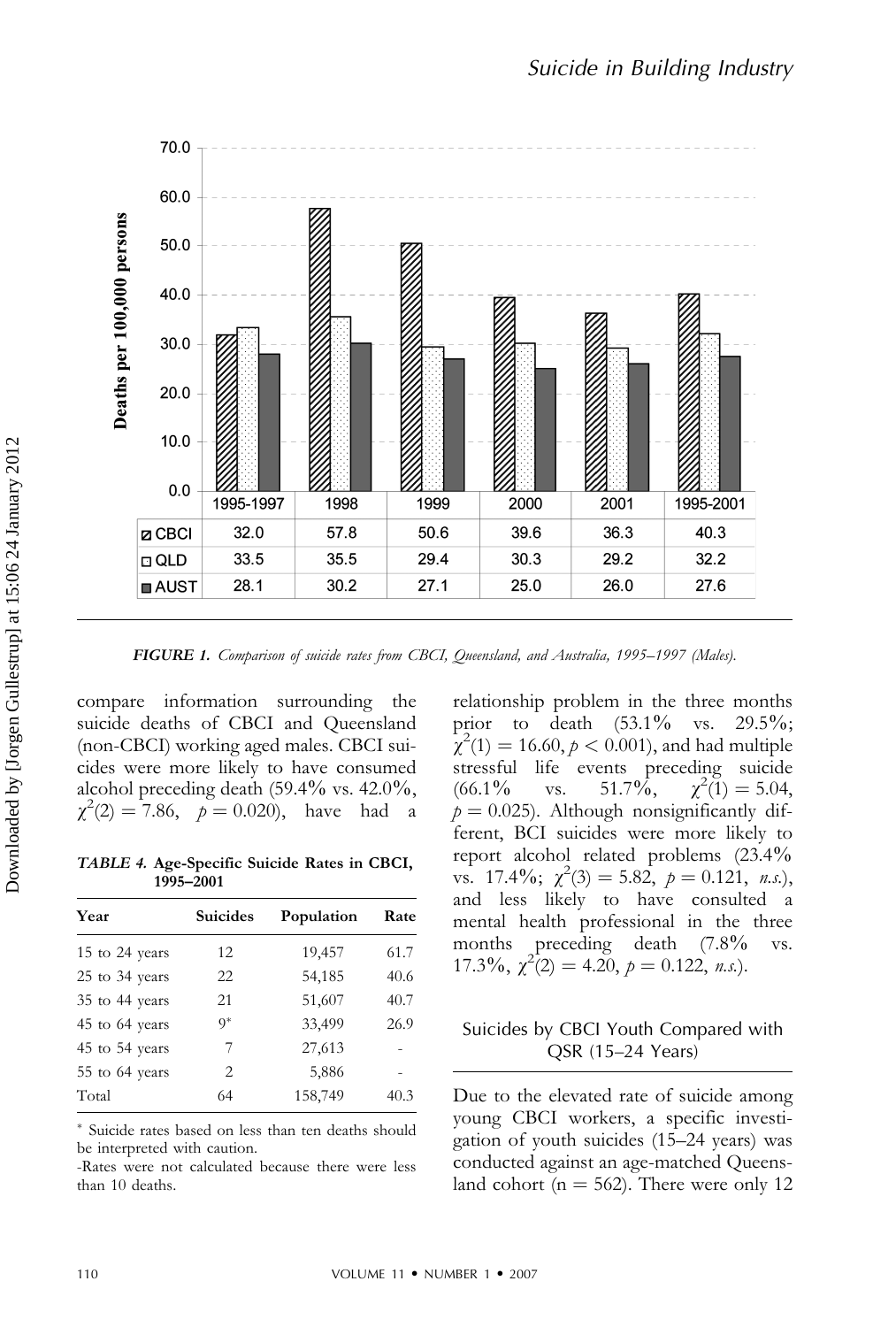| | 1995-1997 | 1998 | 1999 | 2000 | 2001 | 1995-2001 |
|---|---|---|---|---|---|---|
| CBCI | 32.0 | 57.8 | 50.6 | 39.6 | 36.3 | 40.3 |
| QLD | 33.5 | 35.5 | 29.4 | 30.3 | 29.2 | 32.2 |
| AUST | 28.1 | 30.2 | 27.1 | 25.0 | 26.0 | 27.6 |

***FIGURE 1.*** *Comparison of suicide rates from CBCI, Queensland, and Australia, 1995–1997 (Males).*

compare information surrounding the suicide deaths of CBCI and Queensland (non-CBCI) working aged males. CBCI suicides were more likely to have consumed alcohol preceding death (59.4% vs. 42.0%, $\chi^2(2) = 7.86$, $p = 0.020$), have had a relationship problem in the three months prior to death (53.1% vs. 29.5%; $\chi^2(1) = 16.60$, $p < 0.001$), and had multiple stressful life events preceding suicide (66.1% vs. 51.7%, $\chi^2(1) = 5.04$, $p = 0.025$). Although nonsignificantly different, BCI suicides were more likely to report alcohol related problems (23.4% vs. 17.4%; $\chi^2(3) = 5.82$, $p = 0.121$, *n.s.*), and less likely to have consulted a mental health professional in the three months preceding death (7.8% vs. 17.3%, $\chi^2(2) = 4.20$, $p = 0.122$, *n.s.*).

***TABLE 4.* Age-Specific Suicide Rates in CBCI, 1995–2001**

| Year | Suicides | Population | Rate |
|---|---|---|---|
| 15 to 24 years | 12 | 19,457 | 61.7 |
| 25 to 34 years | 22 | 54,185 | 40.6 |
| 35 to 44 years | 21 | 51,607 | 40.7 |
| 45 to 64 years | 9* | 33,499 | 26.9 |
| 45 to 54 years | 7 | 27,613 | - |
| 55 to 64 years | 2 | 5,886 | - |
| Total | 64 | 158,749 | 40.3 |

\* Suicide rates based on less than ten deaths should be interpreted with caution.

-Rates were not calculated because there were less than 10 deaths.

## Suicides by CBCI Youth Compared with QSR (15–24 Years)

Due to the elevated rate of suicide among young CBCI workers, a specific investigation of youth suicides (15–24 years) was conducted against an age-matched Queensland cohort (n = 562). There were only 12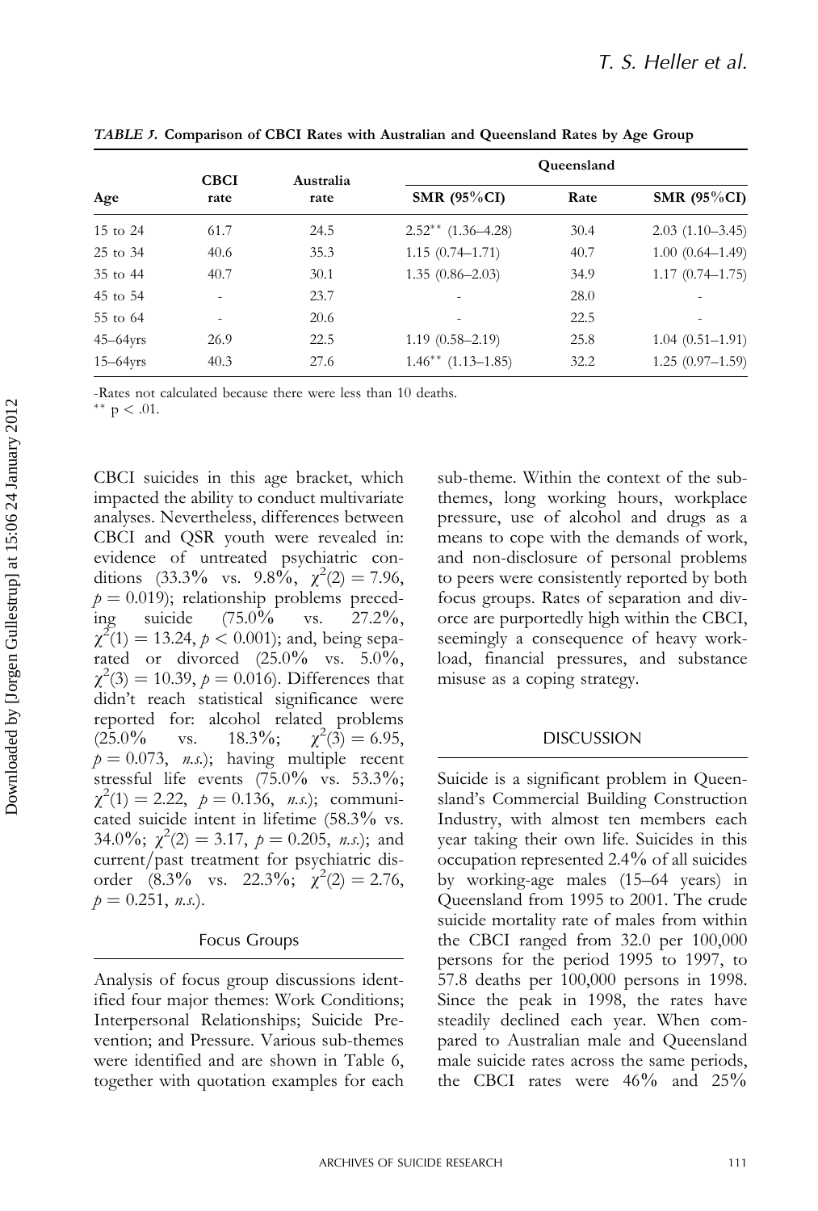**TABLE 5. Comparison of CBCI Rates with Australian and Queensland Rates by Age Group**

| Age | CBCI rate | Australia rate | SMR (95%CI) | Queensland | |
|---|---|---|---|---|---|
| | | | | Rate | SMR (95%CI) |
| 15 to 24 | 61.7 | 24.5 | 2.52** (1.36–4.28) | 30.4 | 2.03 (1.10–3.45) |
| 25 to 34 | 40.6 | 35.3 | 1.15 (0.74–1.71) | 40.7 | 1.00 (0.64–1.49) |
| 35 to 44 | 40.7 | 30.1 | 1.35 (0.86–2.03) | 34.9 | 1.17 (0.74–1.75) |
| 45 to 54 | - | 23.7 | - | 28.0 | - |
| 55 to 64 | - | 20.6 | - | 22.5 | - |
| 45–64yrs | 26.9 | 22.5 | 1.19 (0.58–2.19) | 25.8 | 1.04 (0.51–1.91) |
| 15–64yrs | 40.3 | 27.6 | 1.46** (1.13–1.85) | 32.2 | 1.25 (0.97–1.59) |

-Rates not calculated because there were less than 10 deaths.
** $p < .01$.

CBCI suicides in this age bracket, which impacted the ability to conduct multivariate analyses. Nevertheless, differences between CBCI and QSR youth were revealed in: evidence of untreated psychiatric conditions (33.3% vs. 9.8%, $\chi^2(2) = 7.96$, $p = 0.019$); relationship problems preceding suicide (75.0% vs. 27.2%, $\chi^2(1) = 13.24$, $p < 0.001$); and, being separated or divorced (25.0% vs. 5.0%, $\chi^2(3) = 10.39$, $p = 0.016$). Differences that didn't reach statistical significance were reported for: alcohol related problems (25.0% vs. 18.3%; $\chi^2(3) = 6.95$, $p = 0.073$, *n.s.*); having multiple recent stressful life events (75.0% vs. 53.3%; $\chi^2(1) = 2.22$, $p = 0.136$, *n.s.*); communicated suicide intent in lifetime (58.3% vs. 34.0%; $\chi^2(2) = 3.17$, $p = 0.205$, *n.s.*); and current/past treatment for psychiatric disorder (8.3% vs. 22.3%; $\chi^2(2) = 2.76$, $p = 0.251$, *n.s.*).

### Focus Groups

Analysis of focus group discussions identified four major themes: Work Conditions; Interpersonal Relationships; Suicide Prevention; and Pressure. Various sub-themes were identified and are shown in Table 6, together with quotation examples for each sub-theme. Within the context of the sub-themes, long working hours, workplace pressure, use of alcohol and drugs as a means to cope with the demands of work, and non-disclosure of personal problems to peers were consistently reported by both focus groups. Rates of separation and divorce are purportedly high within the CBCI, seemingly a consequence of heavy workload, financial pressures, and substance misuse as a coping strategy.

## DISCUSSION

Suicide is a significant problem in Queensland's Commercial Building Construction Industry, with almost ten members each year taking their own life. Suicides in this occupation represented 2.4% of all suicides by working-age males (15–64 years) in Queensland from 1995 to 2001. The crude suicide mortality rate of males from within the CBCI ranged from 32.0 per 100,000 persons for the period 1995 to 1997, to 57.8 deaths per 100,000 persons in 1998. Since the peak in 1998, the rates have steadily declined each year. When compared to Australian male and Queensland male suicide rates across the same periods, the CBCI rates were 46% and 25%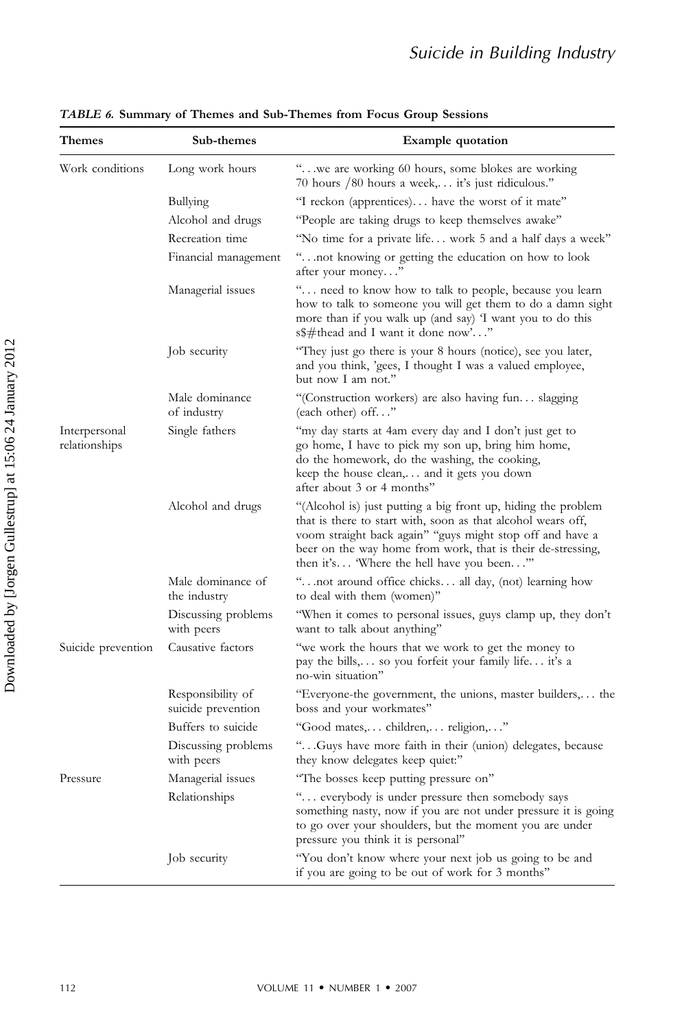*TABLE 6.* **Summary of Themes and Sub-Themes from Focus Group Sessions**

| Themes | Sub-themes | Example quotation |
|---|---|---|
| Work conditions | Long work hours | "…we are working 60 hours, some blokes are working 70 hours /80 hours a week,… it's just ridiculous." |
| | Bullying | "I reckon (apprentices)… have the worst of it mate" |
| | Alcohol and drugs | "People are taking drugs to keep themselves awake" |
| | Recreation time | "No time for a private life… work 5 and a half days a week" |
| | Financial management | "…not knowing or getting the education on how to look after your money…" |
| | Managerial issues | "… need to know how to talk to people, because you learn how to talk to someone you will get them to do a damn sight more than if you walk up (and say) 'I want you to do this s$#thead and I want it done now'…" |
| | Job security | "They just go there is your 8 hours (notice), see you later, and you think, 'gees, I thought I was a valued employee, but now I am not." |
| | Male dominance of industry | "(Construction workers) are also having fun… slagging (each other) off…" |
| Interpersonal relationships | Single fathers | "my day starts at 4am every day and I don't just get to go home, I have to pick my son up, bring him home, do the homework, do the washing, the cooking, keep the house clean,… and it gets you down after about 3 or 4 months" |
| | Alcohol and drugs | "(Alcohol is) just putting a big front up, hiding the problem that is there to start with, soon as that alcohol wears off, voom straight back again" "guys might stop off and have a beer on the way home from work, that is their de-stressing, then it's… 'Where the hell have you been…'" |
| | Male dominance of the industry | "…not around office chicks… all day, (not) learning how to deal with them (women)" |
| | Discussing problems with peers | "When it comes to personal issues, guys clamp up, they don't want to talk about anything" |
| Suicide prevention | Causative factors | "we work the hours that we work to get the money to pay the bills,… so you forfeit your family life… it's a no-win situation" |
| | Responsibility of suicide prevention | "Everyone-the government, the unions, master builders,… the boss and your workmates" |
| | Buffers to suicide | "Good mates,… children,… religion,…" |
| | Discussing problems with peers | "…Guys have more faith in their (union) delegates, because they know delegates keep quiet:" |
| Pressure | Managerial issues | "The bosses keep putting pressure on" |
| | Relationships | "… everybody is under pressure then somebody says something nasty, now if you are not under pressure it is going to go over your shoulders, but the moment you are under pressure you think it is personal" |
| | Job security | "You don't know where your next job us going to be and if you are going to be out of work for 3 months" |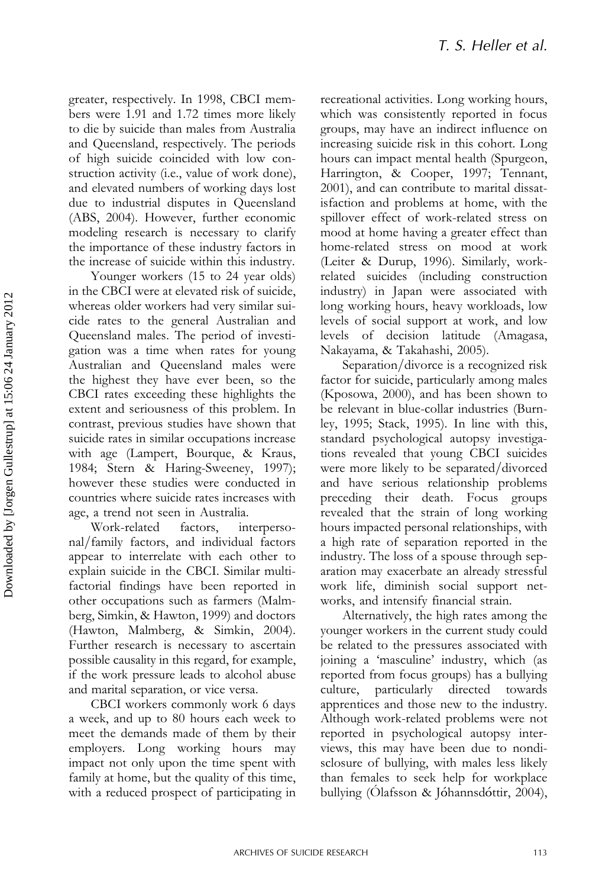greater, respectively. In 1998, CBCI members were 1.91 and 1.72 times more likely to die by suicide than males from Australia and Queensland, respectively. The periods of high suicide coincided with low construction activity (i.e., value of work done), and elevated numbers of working days lost due to industrial disputes in Queensland (ABS, 2004). However, further economic modeling research is necessary to clarify the importance of these industry factors in the increase of suicide within this industry.

Younger workers (15 to 24 year olds) in the CBCI were at elevated risk of suicide, whereas older workers had very similar suicide rates to the general Australian and Queensland males. The period of investigation was a time when rates for young Australian and Queensland males were the highest they have ever been, so the CBCI rates exceeding these highlights the extent and seriousness of this problem. In contrast, previous studies have shown that suicide rates in similar occupations increase with age (Lampert, Bourque, & Kraus, 1984; Stern & Haring-Sweeney, 1997); however these studies were conducted in countries where suicide rates increases with age, a trend not seen in Australia.

Work-related factors, interpersonal/family factors, and individual factors appear to interrelate with each other to explain suicide in the CBCI. Similar multifactorial findings have been reported in other occupations such as farmers (Malmberg, Simkin, & Hawton, 1999) and doctors (Hawton, Malmberg, & Simkin, 2004). Further research is necessary to ascertain possible causality in this regard, for example, if the work pressure leads to alcohol abuse and marital separation, or vice versa.

CBCI workers commonly work 6 days a week, and up to 80 hours each week to meet the demands made of them by their employers. Long working hours may impact not only upon the time spent with family at home, but the quality of this time, with a reduced prospect of participating in recreational activities. Long working hours, which was consistently reported in focus groups, may have an indirect influence on increasing suicide risk in this cohort. Long hours can impact mental health (Spurgeon, Harrington, & Cooper, 1997; Tennant, 2001), and can contribute to marital dissatisfaction and problems at home, with the spillover effect of work-related stress on mood at home having a greater effect than home-related stress on mood at work (Leiter & Durup, 1996). Similarly, work-related suicides (including construction industry) in Japan were associated with long working hours, heavy workloads, low levels of social support at work, and low levels of decision latitude (Amagasa, Nakayama, & Takahashi, 2005).

Separation/divorce is a recognized risk factor for suicide, particularly among males (Kposowa, 2000), and has been shown to be relevant in blue-collar industries (Burnley, 1995; Stack, 1995). In line with this, standard psychological autopsy investigations revealed that young CBCI suicides were more likely to be separated/divorced and have serious relationship problems preceding their death. Focus groups revealed that the strain of long working hours impacted personal relationships, with a high rate of separation reported in the industry. The loss of a spouse through separation may exacerbate an already stressful work life, diminish social support networks, and intensify financial strain.

Alternatively, the high rates among the younger workers in the current study could be related to the pressures associated with joining a 'masculine' industry, which (as reported from focus groups) has a bullying culture, particularly directed towards apprentices and those new to the industry. Although work-related problems were not reported in psychological autopsy interviews, this may have been due to nondisclosure of bullying, with males less likely than females to seek help for workplace bullying (Ólafsson & Jóhannsdóttir, 2004),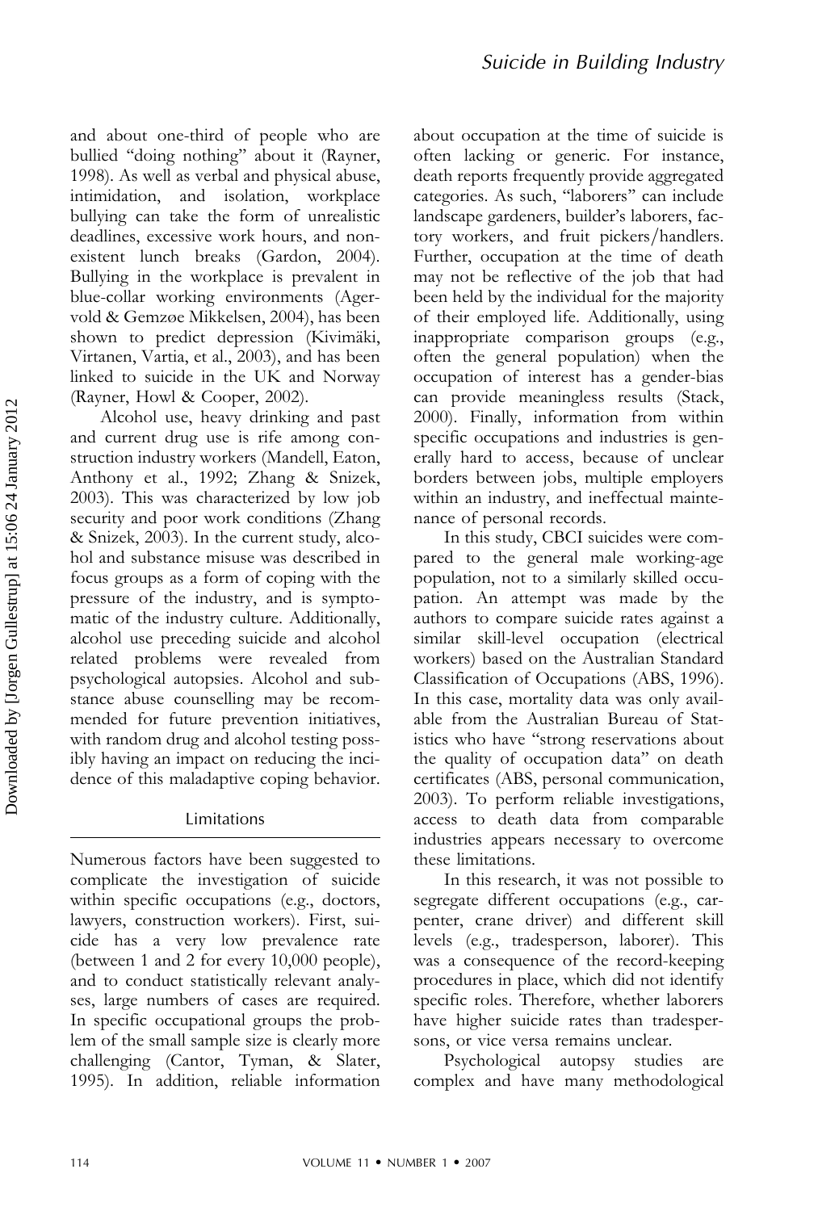and about one-third of people who are bullied "doing nothing" about it (Rayner, 1998). As well as verbal and physical abuse, intimidation, and isolation, workplace bullying can take the form of unrealistic deadlines, excessive work hours, and non-existent lunch breaks (Gardon, 2004). Bullying in the workplace is prevalent in blue-collar working environments (Agervold & Gemzøe Mikkelsen, 2004), has been shown to predict depression (Kivimäki, Virtanen, Vartia, et al., 2003), and has been linked to suicide in the UK and Norway (Rayner, Howl & Cooper, 2002).

Alcohol use, heavy drinking and past and current drug use is rife among construction industry workers (Mandell, Eaton, Anthony et al., 1992; Zhang & Snizek, 2003). This was characterized by low job security and poor work conditions (Zhang & Snizek, 2003). In the current study, alcohol and substance misuse was described in focus groups as a form of coping with the pressure of the industry, and is symptomatic of the industry culture. Additionally, alcohol use preceding suicide and alcohol related problems were revealed from psychological autopsies. Alcohol and substance abuse counselling may be recommended for future prevention initiatives, with random drug and alcohol testing possibly having an impact on reducing the incidence of this maladaptive coping behavior.

## Limitations

Numerous factors have been suggested to complicate the investigation of suicide within specific occupations (e.g., doctors, lawyers, construction workers). First, suicide has a very low prevalence rate (between 1 and 2 for every 10,000 people), and to conduct statistically relevant analyses, large numbers of cases are required. In specific occupational groups the problem of the small sample size is clearly more challenging (Cantor, Tyman, & Slater, 1995). In addition, reliable information about occupation at the time of suicide is often lacking or generic. For instance, death reports frequently provide aggregated categories. As such, "laborers" can include landscape gardeners, builder's laborers, factory workers, and fruit pickers/handlers. Further, occupation at the time of death may not be reflective of the job that had been held by the individual for the majority of their employed life. Additionally, using inappropriate comparison groups (e.g., often the general population) when the occupation of interest has a gender-bias can provide meaningless results (Stack, 2000). Finally, information from within specific occupations and industries is generally hard to access, because of unclear borders between jobs, multiple employers within an industry, and ineffectual maintenance of personal records.

In this study, CBCI suicides were compared to the general male working-age population, not to a similarly skilled occupation. An attempt was made by the authors to compare suicide rates against a similar skill-level occupation (electrical workers) based on the Australian Standard Classification of Occupations (ABS, 1996). In this case, mortality data was only available from the Australian Bureau of Statistics who have "strong reservations about the quality of occupation data" on death certificates (ABS, personal communication, 2003). To perform reliable investigations, access to death data from comparable industries appears necessary to overcome these limitations.

In this research, it was not possible to segregate different occupations (e.g., carpenter, crane driver) and different skill levels (e.g., tradesperson, laborer). This was a consequence of the record-keeping procedures in place, which did not identify specific roles. Therefore, whether laborers have higher suicide rates than tradespersons, or vice versa remains unclear.

Psychological autopsy studies are complex and have many methodological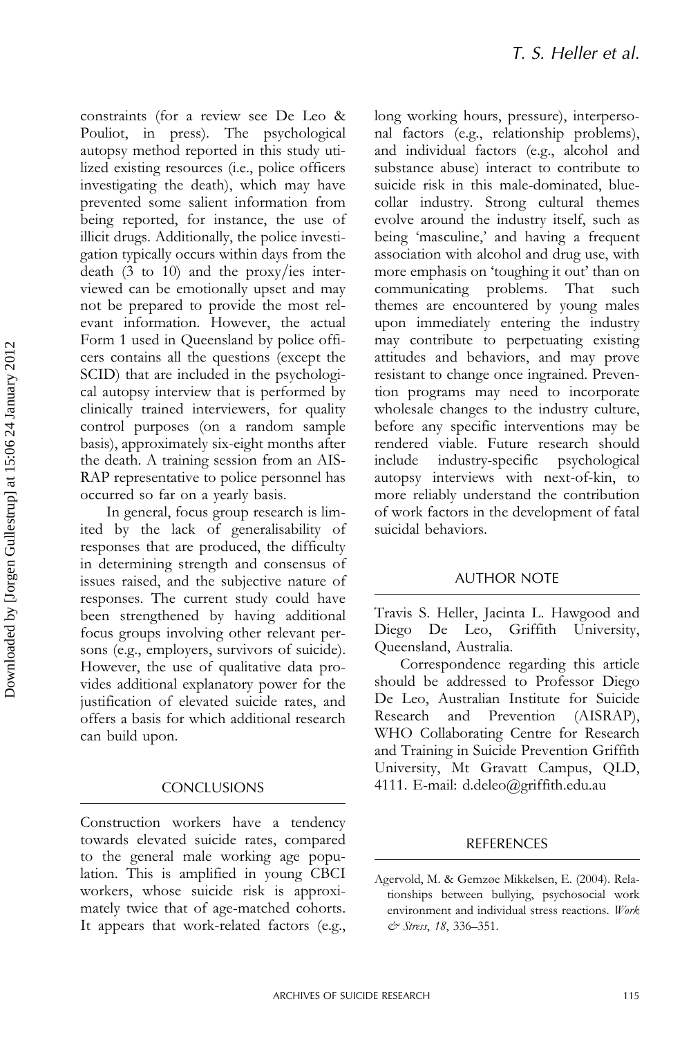constraints (for a review see De Leo & Pouliot, in press). The psychological autopsy method reported in this study utilized existing resources (i.e., police officers investigating the death), which may have prevented some salient information from being reported, for instance, the use of illicit drugs. Additionally, the police investigation typically occurs within days from the death (3 to 10) and the proxy/ies interviewed can be emotionally upset and may not be prepared to provide the most relevant information. However, the actual Form 1 used in Queensland by police officers contains all the questions (except the SCID) that are included in the psychological autopsy interview that is performed by clinically trained interviewers, for quality control purposes (on a random sample basis), approximately six-eight months after the death. A training session from an AISRAP representative to police personnel has occurred so far on a yearly basis.

In general, focus group research is limited by the lack of generalisability of responses that are produced, the difficulty in determining strength and consensus of issues raised, and the subjective nature of responses. The current study could have been strengthened by having additional focus groups involving other relevant persons (e.g., employers, survivors of suicide). However, the use of qualitative data provides additional explanatory power for the justification of elevated suicide rates, and offers a basis for which additional research can build upon.

## CONCLUSIONS

Construction workers have a tendency towards elevated suicide rates, compared to the general male working age population. This is amplified in young CBCI workers, whose suicide risk is approximately twice that of age-matched cohorts. It appears that work-related factors (e.g., long working hours, pressure), interpersonal factors (e.g., relationship problems), and individual factors (e.g., alcohol and substance abuse) interact to contribute to suicide risk in this male-dominated, blue-collar industry. Strong cultural themes evolve around the industry itself, such as being 'masculine,' and having a frequent association with alcohol and drug use, with more emphasis on 'toughing it out' than on communicating problems. That such themes are encountered by young males upon immediately entering the industry may contribute to perpetuating existing attitudes and behaviors, and may prove resistant to change once ingrained. Prevention programs may need to incorporate wholesale changes to the industry culture, before any specific interventions may be rendered viable. Future research should include industry-specific psychological autopsy interviews with next-of-kin, to more reliably understand the contribution of work factors in the development of fatal suicidal behaviors.

## AUTHOR NOTE

Travis S. Heller, Jacinta L. Hawgood and Diego De Leo, Griffith University, Queensland, Australia.

Correspondence regarding this article should be addressed to Professor Diego De Leo, Australian Institute for Suicide Research and Prevention (AISRAP), WHO Collaborating Centre for Research and Training in Suicide Prevention Griffith University, Mt Gravatt Campus, QLD, 4111. E-mail: d.deleo@griffith.edu.au

## REFERENCES

Agervold, M. & Gemzøe Mikkelsen, E. (2004). Relationships between bullying, psychosocial work environment and individual stress reactions. *Work & Stress*, *18*, 336–351.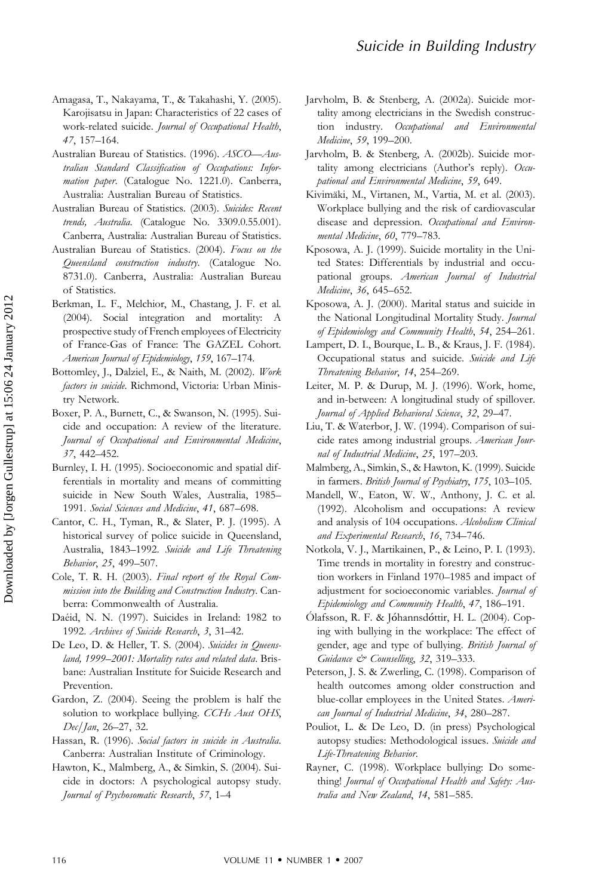Amagasa, T., Nakayama, T., & Takahashi, Y. (2005). Karojisatsu in Japan: Characteristics of 22 cases of work-related suicide. *Journal of Occupational Health*, *47*, 157–164.

Australian Bureau of Statistics. (1996). *ASCO—Australian Standard Classification of Occupations: Information paper*. (Catalogue No. 1221.0). Canberra, Australia: Australian Bureau of Statistics.

Australian Bureau of Statistics. (2003). *Suicides: Recent trends, Australia*. (Catalogue No. 3309.0.55.001). Canberra, Australia: Australian Bureau of Statistics.

Australian Bureau of Statistics. (2004). *Focus on the Queensland construction industry*. (Catalogue No. 8731.0). Canberra, Australia: Australian Bureau of Statistics.

Berkman, L. F., Melchior, M., Chastang, J. F. et al. (2004). Social integration and mortality: A prospective study of French employees of Electricity of France-Gas of France: The GAZEL Cohort. *American Journal of Epidemiology*, *159*, 167–174.

Bottomley, J., Dalziel, E., & Naith, M. (2002). *Work factors in suicide*. Richmond, Victoria: Urban Ministry Network.

Boxer, P. A., Burnett, C., & Swanson, N. (1995). Suicide and occupation: A review of the literature. *Journal of Occupational and Environmental Medicine*, *37*, 442–452.

Burnley, I. H. (1995). Socioeconomic and spatial differentials in mortality and means of committing suicide in New South Wales, Australia, 1985–1991. *Social Sciences and Medicine*, *41*, 687–698.

Cantor, C. H., Tyman, R., & Slater, P. J. (1995). A historical survey of police suicide in Queensland, Australia, 1843–1992. *Suicide and Life Threatening Behavior*, *25*, 499–507.

Cole, T. R. H. (2003). *Final report of the Royal Commission into the Building and Construction Industry*. Canberra: Commonwealth of Australia.

Daéid, N. N. (1997). Suicides in Ireland: 1982 to 1992. *Archives of Suicide Research*, *3*, 31–42.

De Leo, D. & Heller, T. S. (2004). *Suicides in Queensland, 1999–2001: Mortality rates and related data*. Brisbane: Australian Institute for Suicide Research and Prevention.

Gardon, Z. (2004). Seeing the problem is half the solution to workplace bullying. *CCHs Aust OHS*, *Dec/Jan*, 26–27, 32.

Hassan, R. (1996). *Social factors in suicide in Australia*. Canberra: Australian Institute of Criminology.

Hawton, K., Malmberg, A., & Simkin, S. (2004). Suicide in doctors: A psychological autopsy study. *Journal of Psychosomatic Research*, *57*, 1–4

Jarvholm, B. & Stenberg, A. (2002a). Suicide mortality among electricians in the Swedish construction industry. *Occupational and Environmental Medicine*, *59*, 199–200.

Jarvholm, B. & Stenberg, A. (2002b). Suicide mortality among electricians (Author's reply). *Occupational and Environmental Medicine*, *59*, 649.

Kivimäki, M., Virtanen, M., Vartia, M. et al. (2003). Workplace bullying and the risk of cardiovascular disease and depression. *Occupational and Environmental Medicine*, *60*, 779–783.

Kposowa, A. J. (1999). Suicide mortality in the United States: Differentials by industrial and occupational groups. *American Journal of Industrial Medicine*, *36*, 645–652.

Kposowa, A. J. (2000). Marital status and suicide in the National Longitudinal Mortality Study. *Journal of Epidemiology and Community Health*, *54*, 254–261.

Lampert, D. I., Bourque, L. B., & Kraus, J. F. (1984). Occupational status and suicide. *Suicide and Life Threatening Behavior*, *14*, 254–269.

Leiter, M. P. & Durup, M. J. (1996). Work, home, and in-between: A longitudinal study of spillover. *Journal of Applied Behavioral Science*, *32*, 29–47.

Liu, T. & Waterbor, J. W. (1994). Comparison of suicide rates among industrial groups. *American Journal of Industrial Medicine*, *25*, 197–203.

Malmberg, A., Simkin, S., & Hawton, K. (1999). Suicide in farmers. *British Journal of Psychiatry*, *175*, 103–105.

Mandell, W., Eaton, W. W., Anthony, J. C. et al. (1992). Alcoholism and occupations: A review and analysis of 104 occupations. *Alcoholism Clinical and Experimental Research*, *16*, 734–746.

Notkola, V. J., Martikainen, P., & Leino, P. I. (1993). Time trends in mortality in forestry and construction workers in Finland 1970–1985 and impact of adjustment for socioeconomic variables. *Journal of Epidemiology and Community Health*, *47*, 186–191.

Ólafsson, R. F. & Jóhannsdóttir, H. L. (2004). Coping with bullying in the workplace: The effect of gender, age and type of bullying. *British Journal of Guidance & Counselling*, *32*, 319–333.

Peterson, J. S. & Zwerling, C. (1998). Comparison of health outcomes among older construction and blue-collar employees in the United States. *American Journal of Industrial Medicine*, *34*, 280–287.

Pouliot, L. & De Leo, D. (in press) Psychological autopsy studies: Methodological issues. *Suicide and Life-Threatening Behavior*.

Rayner, C. (1998). Workplace bullying: Do something! *Journal of Occupational Health and Safety: Australia and New Zealand*, *14*, 581–585.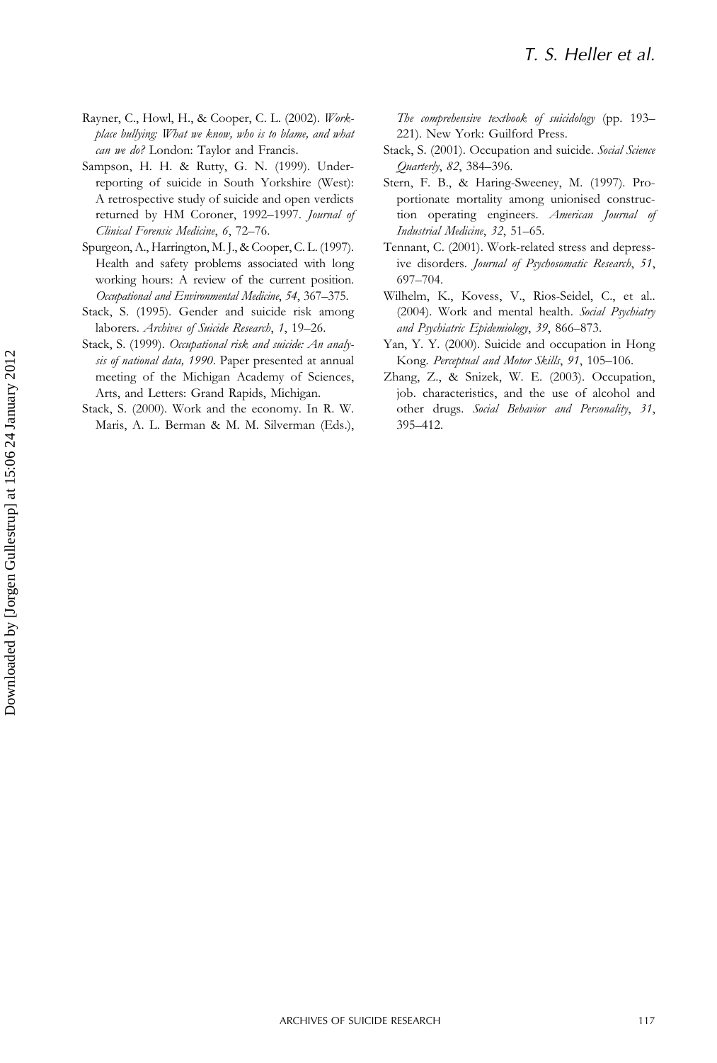Rayner, C., Howl, H., & Cooper, C. L. (2002). *Workplace bullying: What we know, who is to blame, and what can we do?* London: Taylor and Francis.

Sampson, H. H. & Rutty, G. N. (1999). Underreporting of suicide in South Yorkshire (West): A retrospective study of suicide and open verdicts returned by HM Coroner, 1992–1997. *Journal of Clinical Forensic Medicine*, *6*, 72–76.

Spurgeon, A., Harrington, M. J., & Cooper, C. L. (1997). Health and safety problems associated with long working hours: A review of the current position. *Occupational and Environmental Medicine*, *54*, 367–375.

Stack, S. (1995). Gender and suicide risk among laborers. *Archives of Suicide Research*, *1*, 19–26.

Stack, S. (1999). *Occupational risk and suicide: An analysis of national data, 1990*. Paper presented at annual meeting of the Michigan Academy of Sciences, Arts, and Letters: Grand Rapids, Michigan.

Stack, S. (2000). Work and the economy. In R. W. Maris, A. L. Berman & M. M. Silverman (Eds.), *The comprehensive textbook of suicidology* (pp. 193–221). New York: Guilford Press.

Stack, S. (2001). Occupation and suicide. *Social Science Quarterly*, *82*, 384–396.

Stern, F. B., & Haring-Sweeney, M. (1997). Proportionate mortality among unionised construction operating engineers. *American Journal of Industrial Medicine*, *32*, 51–65.

Tennant, C. (2001). Work-related stress and depressive disorders. *Journal of Psychosomatic Research*, *51*, 697–704.

Wilhelm, K., Kovess, V., Rios-Seidel, C., et al.. (2004). Work and mental health. *Social Psychiatry and Psychiatric Epidemiology*, *39*, 866–873.

Yan, Y. Y. (2000). Suicide and occupation in Hong Kong. *Perceptual and Motor Skills*, *91*, 105–106.

Zhang, Z., & Snizek, W. E. (2003). Occupation, job. characteristics, and the use of alcohol and other drugs. *Social Behavior and Personality*, *31*, 395–412.